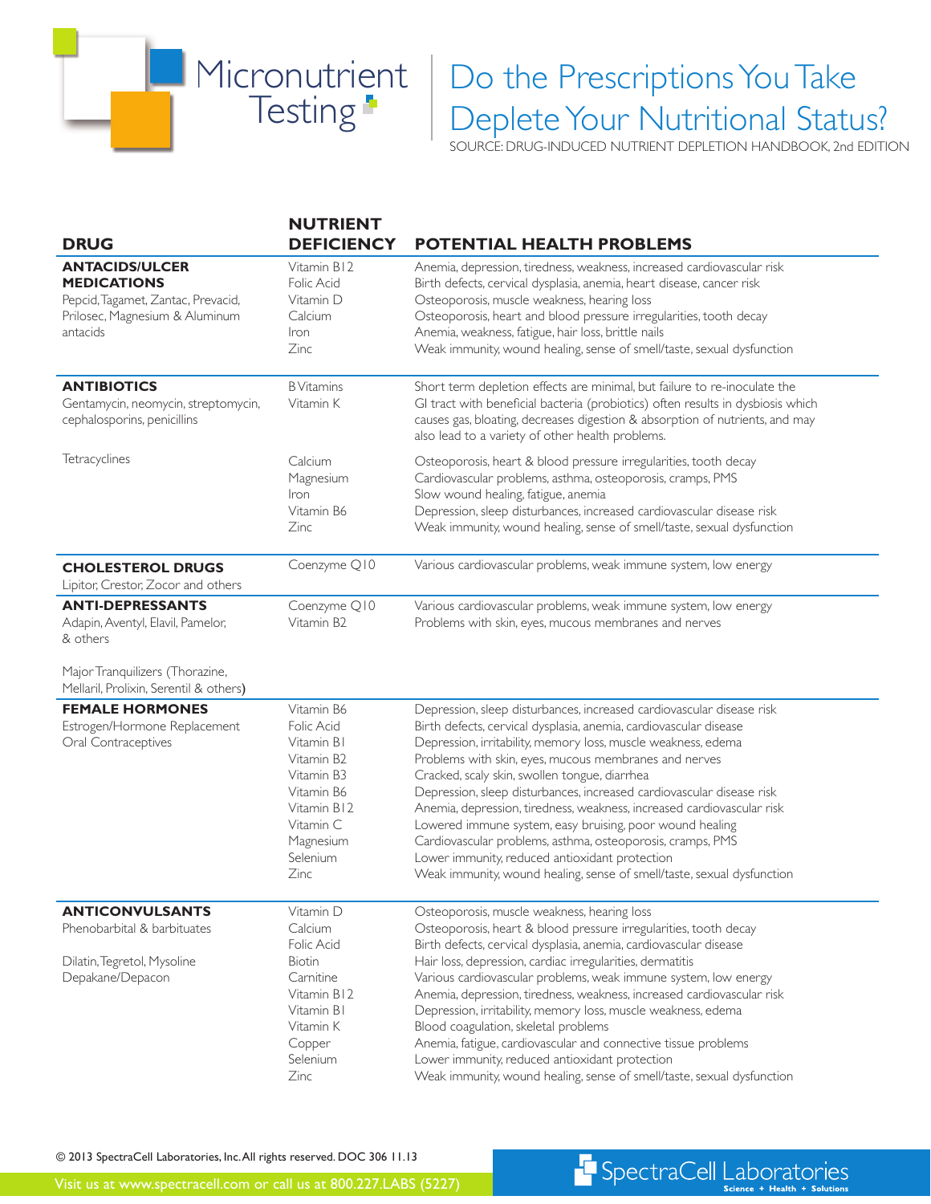Micronutrient Testing

# Do the Prescriptions You Take Deplete Your Nutritional Status?

SOURCE: DRUG-INDUCED NUTRIENT DEPLETION HANDBOOK, 2nd EDITION

| DRUG | NUTRIENT DEFICIENCY | POTENTIAL HEALTH PROBLEMS |
|---|---|---|
| **ANTACIDS/ULCER MEDICATIONS** | Vitamin B12 | Anemia, depression, tiredness, weakness, increased cardiovascular risk |
| Pepcid, Tagamet, Zantac, Prevacid, | Folic Acid | Birth defects, cervical dysplasia, anemia, heart disease, cancer risk |
| Prilosec, Magnesium & Aluminum | Vitamin D | Osteoporosis, muscle weakness, hearing loss |
| antacids | Calcium | Osteoporosis, heart and blood pressure irregularities, tooth decay |
| | Iron | Anemia, weakness, fatigue, hair loss, brittle nails |
| | Zinc | Weak immunity, wound healing, sense of smell/taste, sexual dysfunction |
| **ANTIBIOTICS** | B Vitamins | Short term depletion effects are minimal, but failure to re-inoculate the GI tract with beneficial bacteria (probiotics) often results in dysbiosis which causes gas, bloating, decreases digestion & absorption of nutrients, and may also lead to a variety of other health problems. |
| Gentamycin, neomycin, streptomycin, cephalosporins, penicillins | Vitamin K | |
| Tetracyclines | Calcium | Osteoporosis, heart & blood pressure irregularities, tooth decay |
| | Magnesium | Cardiovascular problems, asthma, osteoporosis, cramps, PMS |
| | Iron | Slow wound healing, fatigue, anemia |
| | Vitamin B6 | Depression, sleep disturbances, increased cardiovascular disease risk |
| | Zinc | Weak immunity, wound healing, sense of smell/taste, sexual dysfunction |
| **CHOLESTEROL DRUGS** | Coenzyme Q10 | Various cardiovascular problems, weak immune system, low energy |
| Lipitor, Crestor, Zocor and others | | |
| **ANTI-DEPRESSANTS** | Coenzyme Q10 | Various cardiovascular problems, weak immune system, low energy |
| Adapin, Aventyl, Elavil, Pamelor, & others | Vitamin B2 | Problems with skin, eyes, mucous membranes and nerves |
| Major Tranquilizers (Thorazine, Mellaril, Prolixin, Serentil & others) | | |
| **FEMALE HORMONES** | Vitamin B6 | Depression, sleep disturbances, increased cardiovascular disease risk |
| Estrogen/Hormone Replacement | Folic Acid | Birth defects, cervical dysplasia, anemia, cardiovascular disease |
| Oral Contraceptives | Vitamin B1 | Depression, irritability, memory loss, muscle weakness, edema |
| | Vitamin B2 | Problems with skin, eyes, mucous membranes and nerves |
| | Vitamin B3 | Cracked, scaly skin, swollen tongue, diarrhea |
| | Vitamin B6 | Depression, sleep disturbances, increased cardiovascular disease risk |
| | Vitamin B12 | Anemia, depression, tiredness, weakness, increased cardiovascular risk |
| | Vitamin C | Lowered immune system, easy bruising, poor wound healing |
| | Magnesium | Cardiovascular problems, asthma, osteoporosis, cramps, PMS |
| | Selenium | Lower immunity, reduced antioxidant protection |
| | Zinc | Weak immunity, wound healing, sense of smell/taste, sexual dysfunction |
| **ANTICONVULSANTS** | Vitamin D | Osteoporosis, muscle weakness, hearing loss |
| Phenobarbital & barbituates | Calcium | Osteoporosis, heart & blood pressure irregularities, tooth decay |
| | Folic Acid | Birth defects, cervical dysplasia, anemia, cardiovascular disease |
| Dilatin, Tegretol, Mysoline | Biotin | Hair loss, depression, cardiac irregularities, dermatitis |
| Depakane/Depacon | Carnitine | Various cardiovascular problems, weak immune system, low energy |
| | Vitamin B12 | Anemia, depression, tiredness, weakness, increased cardiovascular risk |
| | Vitamin B1 | Depression, irritability, memory loss, muscle weakness, edema |
| | Vitamin K | Blood coagulation, skeletal problems |
| | Copper | Anemia, fatigue, cardiovascular and connective tissue problems |
| | Selenium | Lower immunity, reduced antioxidant protection |
| | Zinc | Weak immunity, wound healing, sense of smell/taste, sexual dysfunction |

© 2013 SpectraCell Laboratories, Inc. All rights reserved. DOC 306 11.13

Visit us at www.spectracell.com or call us at 800.227.LABS (5227)

SpectraCell Laboratories — Science + Health + Solutions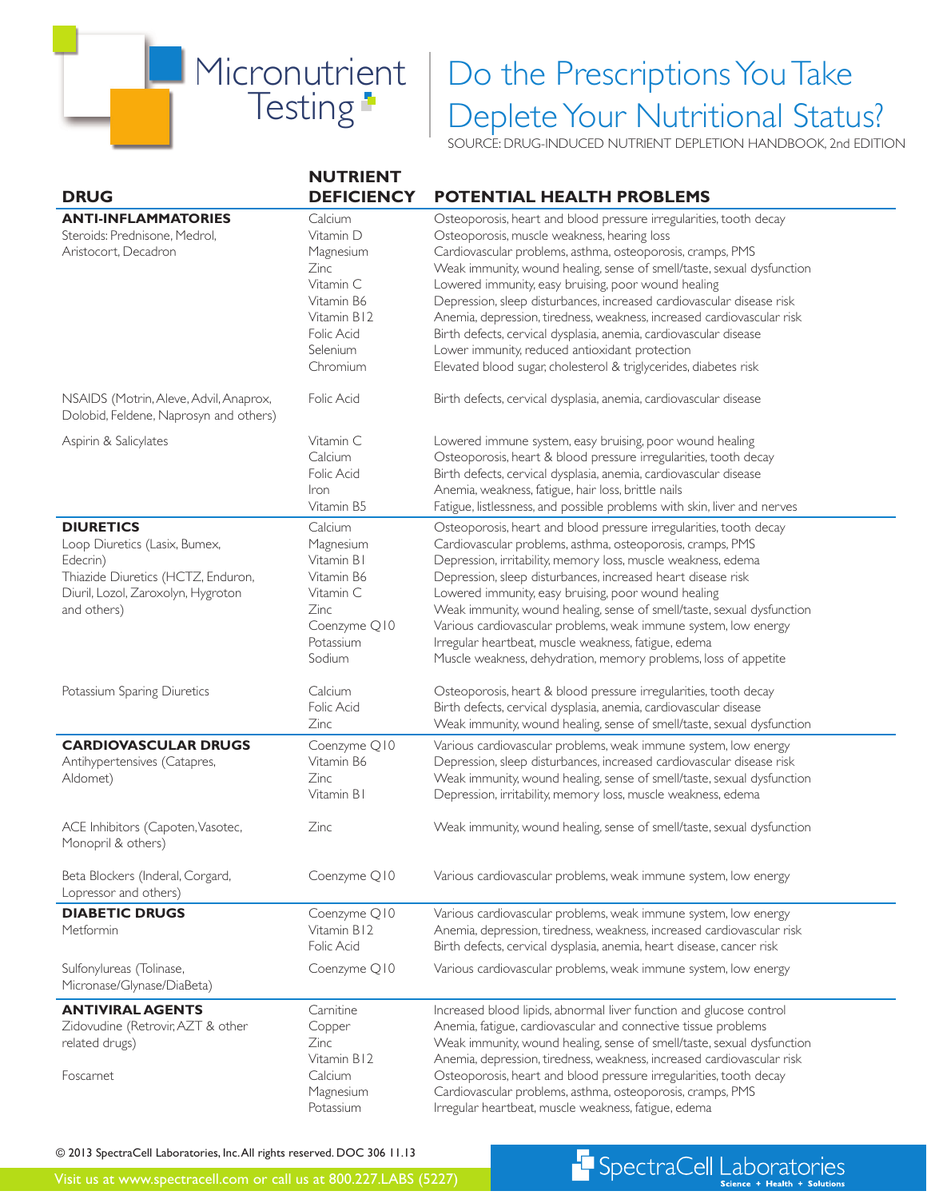# Micronutrient Testing

## Do the Prescriptions You Take Deplete Your Nutritional Status?

SOURCE: DRUG-INDUCED NUTRIENT DEPLETION HANDBOOK, 2nd EDITION

| DRUG | NUTRIENT DEFICIENCY | POTENTIAL HEALTH PROBLEMS |
|---|---|---|
| **ANTI-INFLAMMATORIES** Steroids: Prednisone, Medrol, Aristocort, Decadron | Calcium | Osteoporosis, heart and blood pressure irregularities, tooth decay |
| | Vitamin D | Osteoporosis, muscle weakness, hearing loss |
| | Magnesium | Cardiovascular problems, asthma, osteoporosis, cramps, PMS |
| | Zinc | Weak immunity, wound healing, sense of smell/taste, sexual dysfunction |
| | Vitamin C | Lowered immunity, easy bruising, poor wound healing |
| | Vitamin B6 | Depression, sleep disturbances, increased cardiovascular disease risk |
| | Vitamin B12 | Anemia, depression, tiredness, weakness, increased cardiovascular risk |
| | Folic Acid | Birth defects, cervical dysplasia, anemia, cardiovascular disease |
| | Selenium | Lower immunity, reduced antioxidant protection |
| | Chromium | Elevated blood sugar, cholesterol & triglycerides, diabetes risk |
| NSAIDS (Motrin, Aleve, Advil, Anaprox, Dolobid, Feldene, Naprosyn and others) | Folic Acid | Birth defects, cervical dysplasia, anemia, cardiovascular disease |
| Aspirin & Salicylates | Vitamin C | Lowered immune system, easy bruising, poor wound healing |
| | Calcium | Osteoporosis, heart & blood pressure irregularities, tooth decay |
| | Folic Acid | Birth defects, cervical dysplasia, anemia, cardiovascular disease |
| | Iron | Anemia, weakness, fatigue, hair loss, brittle nails |
| | Vitamin B5 | Fatigue, listlessness, and possible problems with skin, liver and nerves |
| **DIURETICS** Loop Diuretics (Lasix, Bumex, Edecrin) Thiazide Diuretics (HCTZ, Enduron, Diuril, Lozol, Zaroxolyn, Hygroton and others) | Calcium | Osteoporosis, heart and blood pressure irregularities, tooth decay |
| | Magnesium | Cardiovascular problems, asthma, osteoporosis, cramps, PMS |
| | Vitamin B1 | Depression, irritability, memory loss, muscle weakness, edema |
| | Vitamin B6 | Depression, sleep disturbances, increased heart disease risk |
| | Vitamin C | Lowered immunity, easy bruising, poor wound healing |
| | Zinc | Weak immunity, wound healing, sense of smell/taste, sexual dysfunction |
| | Coenzyme Q10 | Various cardiovascular problems, weak immune system, low energy |
| | Potassium | Irregular heartbeat, muscle weakness, fatigue, edema |
| | Sodium | Muscle weakness, dehydration, memory problems, loss of appetite |
| Potassium Sparing Diuretics | Calcium | Osteoporosis, heart & blood pressure irregularities, tooth decay |
| | Folic Acid | Birth defects, cervical dysplasia, anemia, cardiovascular disease |
| | Zinc | Weak immunity, wound healing, sense of smell/taste, sexual dysfunction |
| **CARDIOVASCULAR DRUGS** Antihypertensives (Catapres, Aldomet) | Coenzyme Q10 | Various cardiovascular problems, weak immune system, low energy |
| | Vitamin B6 | Depression, sleep disturbances, increased cardiovascular disease risk |
| | Zinc | Weak immunity, wound healing, sense of smell/taste, sexual dysfunction |
| | Vitamin B1 | Depression, irritability, memory loss, muscle weakness, edema |
| ACE Inhibitors (Capoten, Vasotec, Monopril & others) | Zinc | Weak immunity, wound healing, sense of smell/taste, sexual dysfunction |
| Beta Blockers (Inderal, Corgard, Lopressor and others) | Coenzyme Q10 | Various cardiovascular problems, weak immune system, low energy |
| **DIABETIC DRUGS** Metformin | Coenzyme Q10 | Various cardiovascular problems, weak immune system, low energy |
| | Vitamin B12 | Anemia, depression, tiredness, weakness, increased cardiovascular risk |
| | Folic Acid | Birth defects, cervical dysplasia, anemia, heart disease, cancer risk |
| Sulfonylureas (Tolinase, Micronase/Glynase/DiaBeta) | Coenzyme Q10 | Various cardiovascular problems, weak immune system, low energy |
| **ANTIVIRAL AGENTS** Zidovudine (Retrovir, AZT & other related drugs) | Carnitine | Increased blood lipids, abnormal liver function and glucose control |
| | Copper | Anemia, fatigue, cardiovascular and connective tissue problems |
| | Zinc | Weak immunity, wound healing, sense of smell/taste, sexual dysfunction |
| | Vitamin B12 | Anemia, depression, tiredness, weakness, increased cardiovascular risk |
| Foscarnet | Calcium | Osteoporosis, heart and blood pressure irregularities, tooth decay |
| | Magnesium | Cardiovascular problems, asthma, osteoporosis, cramps, PMS |
| | Potassium | Irregular heartbeat, muscle weakness, fatigue, edema |

© 2013 SpectraCell Laboratories, Inc. All rights reserved. DOC 306 11.13

Visit us at www.spectracell.com or call us at 800.227.LABS (5227)

SpectraCell Laboratories
Science + Health + Solutions